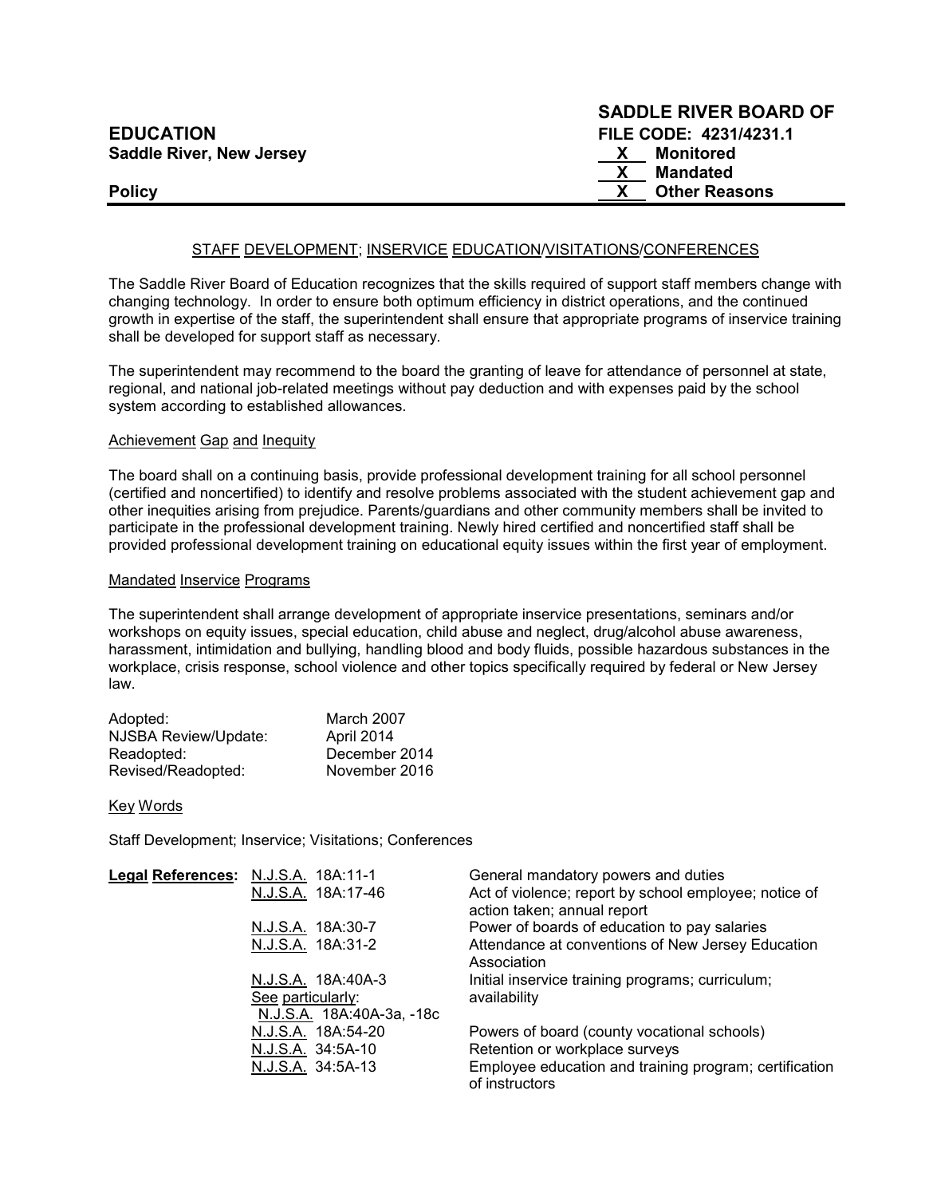**SADDLE RIVER BOARD OF EDUCATION**
**Saddle River, New Jersey**

**FILE CODE: 4231/4231.1**
**X Monitored**
**X Mandated**
**X Other Reasons**

**Policy**

## STAFF DEVELOPMENT; INSERVICE EDUCATION/VISITATIONS/CONFERENCES

The Saddle River Board of Education recognizes that the skills required of support staff members change with changing technology. In order to ensure both optimum efficiency in district operations, and the continued growth in expertise of the staff, the superintendent shall ensure that appropriate programs of inservice training shall be developed for support staff as necessary.

The superintendent may recommend to the board the granting of leave for attendance of personnel at state, regional, and national job-related meetings without pay deduction and with expenses paid by the school system according to established allowances.

### Achievement Gap and Inequity

The board shall on a continuing basis, provide professional development training for all school personnel (certified and noncertified) to identify and resolve problems associated with the student achievement gap and other inequities arising from prejudice. Parents/guardians and other community members shall be invited to participate in the professional development training. Newly hired certified and noncertified staff shall be provided professional development training on educational equity issues within the first year of employment.

### Mandated Inservice Programs

The superintendent shall arrange development of appropriate inservice presentations, seminars and/or workshops on equity issues, special education, child abuse and neglect, drug/alcohol abuse awareness, harassment, intimidation and bullying, handling blood and body fluids, possible hazardous substances in the workplace, crisis response, school violence and other topics specifically required by federal or New Jersey law.

| | |
|---|---|
| Adopted: | March 2007 |
| NJSBA Review/Update: | April 2014 |
| Readopted: | December 2014 |
| Revised/Readopted: | November 2016 |

### Key Words

Staff Development; Inservice; Visitations; Conferences

| **Legal References:** | | |
|---|---|---|
| | N.J.S.A. 18A:11-1 | General mandatory powers and duties |
| | N.J.S.A. 18A:17-46 | Act of violence; report by school employee; notice of action taken; annual report |
| | N.J.S.A. 18A:30-7 | Power of boards of education to pay salaries |
| | N.J.S.A. 18A:31-2 | Attendance at conventions of New Jersey Education Association |
| | N.J.S.A. 18A:40A-3 See particularly: N.J.S.A. 18A:40A-3a, -18c | Initial inservice training programs; curriculum; availability |
| | N.J.S.A. 18A:54-20 | Powers of board (county vocational schools) |
| | N.J.S.A. 34:5A-10 | Retention or workplace surveys |
| | N.J.S.A. 34:5A-13 | Employee education and training program; certification of instructors |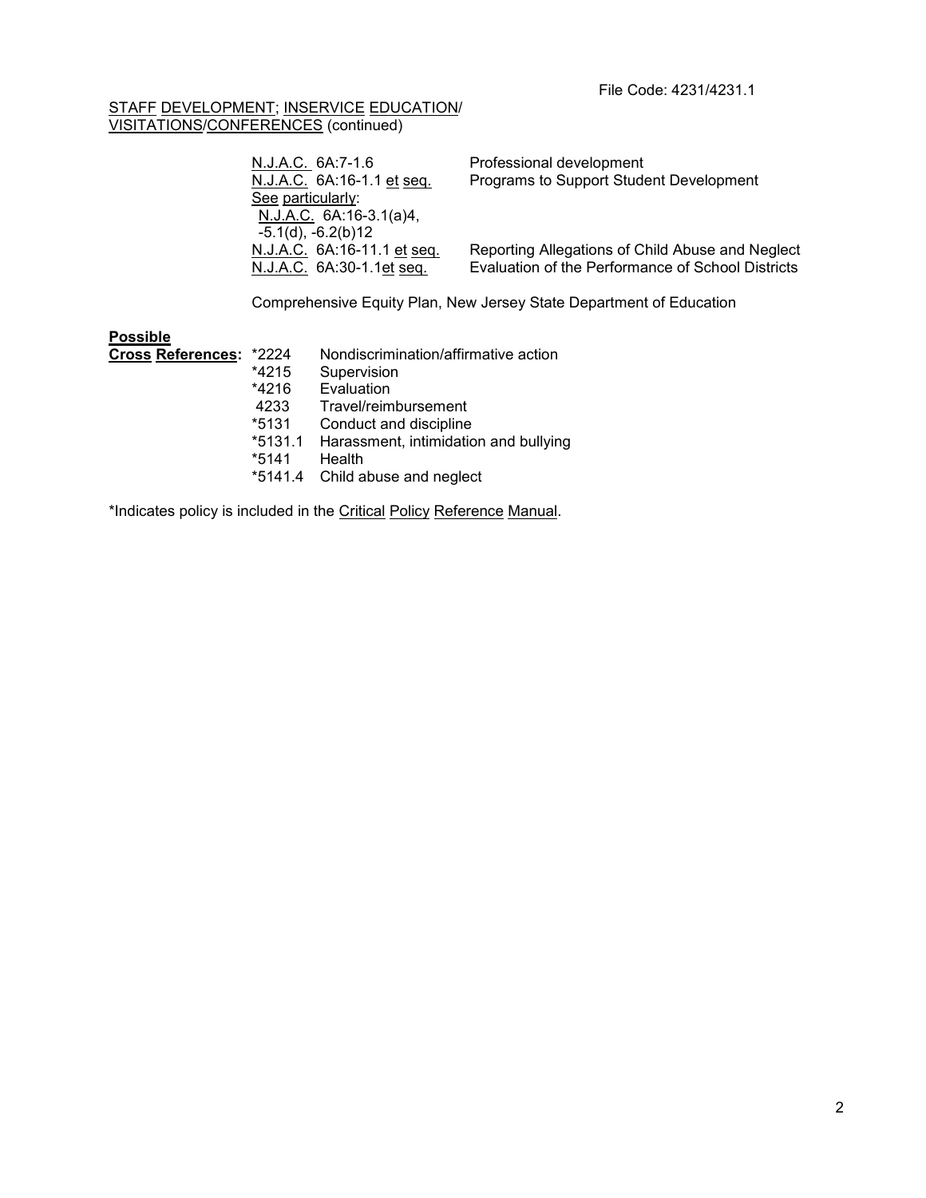File Code: 4231/4231.1

STAFF DEVELOPMENT; INSERVICE EDUCATION/ VISITATIONS/CONFERENCES (continued)

| | |
|---|---|
| N.J.A.C. 6A:7-1.6 | Professional development |
| N.J.A.C. 6A:16-1.1 et seq. | Programs to Support Student Development |
| See particularly: N.J.A.C. 6A:16-3.1(a)4, -5.1(d), -6.2(b)12 | |
| N.J.A.C. 6A:16-11.1 et seq. | Reporting Allegations of Child Abuse and Neglect |
| N.J.A.C. 6A:30-1.1et seq. | Evaluation of the Performance of School Districts |

Comprehensive Equity Plan, New Jersey State Department of Education

**Possible Cross References:**

| | |
|---|---|
| *2224 | Nondiscrimination/affirmative action |
| *4215 | Supervision |
| *4216 | Evaluation |
| 4233 | Travel/reimbursement |
| *5131 | Conduct and discipline |
| *5131.1 | Harassment, intimidation and bullying |
| *5141 | Health |
| *5141.4 | Child abuse and neglect |

*Indicates policy is included in the Critical Policy Reference Manual.